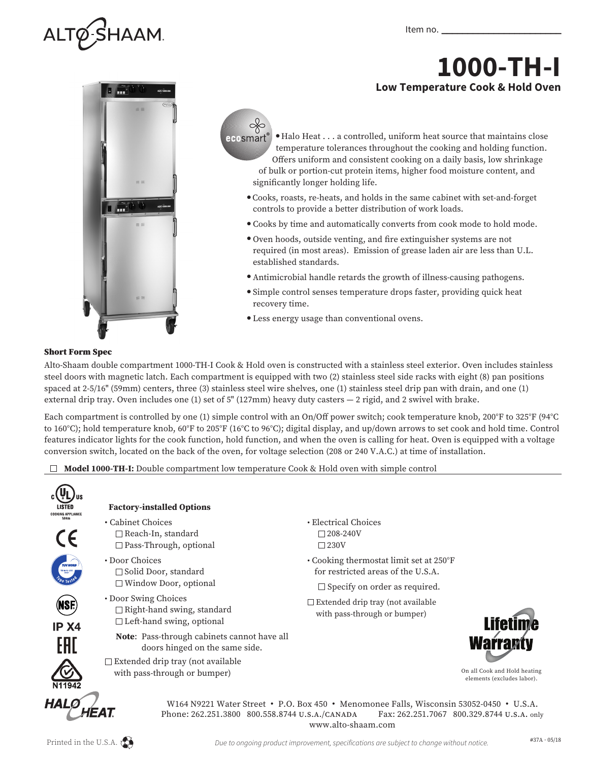Item no. ______________________

# 1000-TH-I

## Low Temperature Cook & Hold Oven

- Halo Heat . . . a controlled, uniform heat source that maintains close temperature tolerances throughout the cooking and holding function. Offers uniform and consistent cooking on a daily basis, low shrinkage of bulk or portion-cut protein items, higher food moisture content, and significantly longer holding life.
- Cooks, roasts, re-heats, and holds in the same cabinet with set-and-forget controls to provide a better distribution of work loads.
- Cooks by time and automatically converts from cook mode to hold mode.
- Oven hoods, outside venting, and fire extinguisher systems are not required (in most areas). Emission of grease laden air are less than U.L. established standards.
- Antimicrobial handle retards the growth of illness-causing pathogens.
- Simple control senses temperature drops faster, providing quick heat recovery time.
- Less energy usage than conventional ovens.

### Short Form Spec

Alto-Shaam double compartment 1000-TH-I Cook & Hold oven is constructed with a stainless steel exterior. Oven includes stainless steel doors with magnetic latch. Each compartment is equipped with two (2) stainless steel side racks with eight (8) pan positions spaced at 2-5/16" (59mm) centers, three (3) stainless steel wire shelves, one (1) stainless steel drip pan with drain, and one (1) external drip tray. Oven includes one (1) set of 5" (127mm) heavy duty casters — 2 rigid, and 2 swivel with brake.

Each compartment is controlled by one (1) simple control with an On/Off power switch; cook temperature knob, 200°F to 325°F (94°C to 160°C); hold temperature knob, 60°F to 205°F (16°C to 96°C); digital display, and up/down arrows to set cook and hold time. Control features indicator lights for the cook function, hold function, and when the oven is calling for heat. Oven is equipped with a voltage conversion switch, located on the back of the oven, for voltage selection (208 or 240 V.A.C.) at time of installation.

☐ **Model 1000-TH-I:** Double compartment low temperature Cook & Hold oven with simple control

### Factory-installed Options

- Cabinet Choices
  - ☐ Reach-In, standard
  - ☐ Pass-Through, optional
- Door Choices
  - ☐ Solid Door, standard
  - ☐ Window Door, optional
- Door Swing Choices
  - ☐ Right-hand swing, standard
  - ☐ Left-hand swing, optional

**Note**: Pass-through cabinets cannot have all doors hinged on the same side.

☐ Extended drip tray (not available with pass-through or bumper)

- Electrical Choices
  - ☐ 208-240V
  - ☐ 230V
- Cooking thermostat limit set at 250°F for restricted areas of the U.S.A.
  - ☐ Specify on order as required.

☐ Extended drip tray (not available with pass-through or bumper)

Lifetime Warranty

On all Cook and Hold heating elements (excludes labor).

IP X4

N11942

W164 N9221 Water Street • P.O. Box 450 • Menomonee Falls, Wisconsin 53052-0450 • U.S.A.
Phone: 262.251.3800 800.558.8744 U.S.A./CANADA Fax: 262.251.7067 800.329.8744 U.S.A. only
www.alto-shaam.com

Printed in the U.S.A.

*Due to ongoing product improvement, specifications are subject to change without notice.*

#37A - 05/18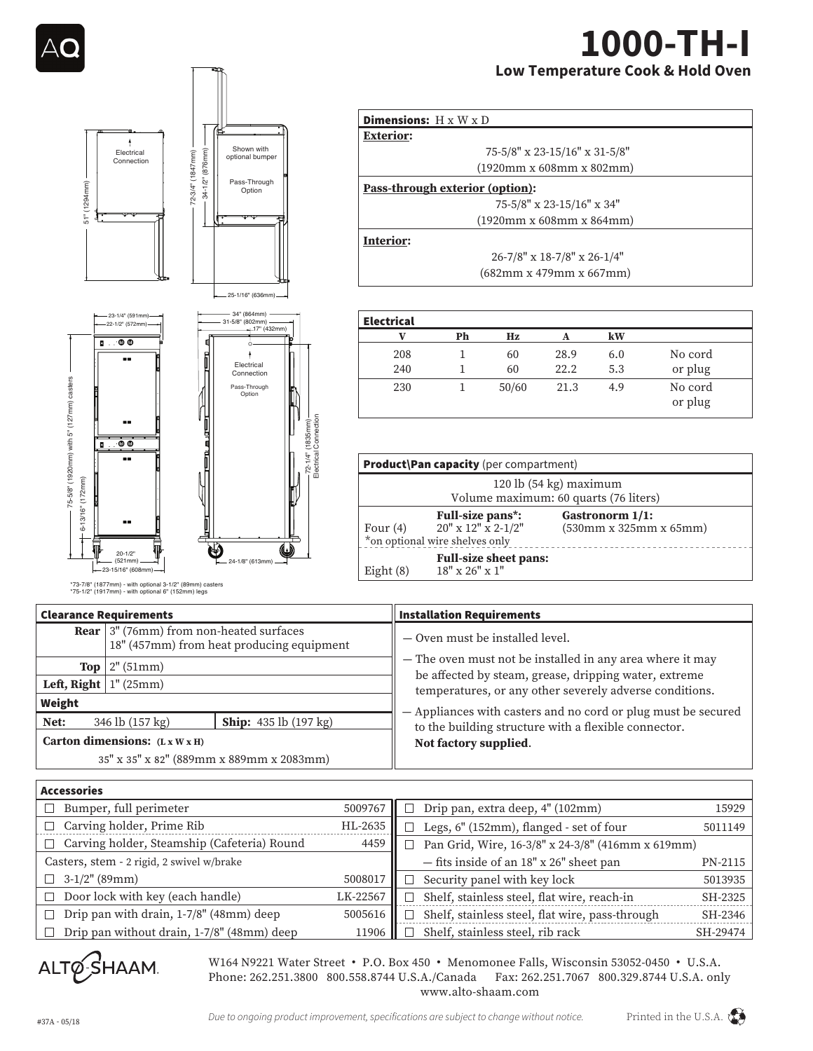# 1000-TH-I

## Low Temperature Cook & Hold Oven

Electrical Connection

Shown with optional bumper

Pass-Through Option

51" (1294mm)

72-3/4" (1847mm)

34-1/2" (876mm)

25-1/16" (636mm)

23-1/4" (591mm)

22-1/2" (572mm)

34" (864mm)

31-5/8" (802mm)

17" (432mm)

Electrical Connection

Pass-Through Option

75-5/8" (1920mm) with 5" (127mm) casters

6-13/16" (172mm)

72-1/4" (1835mm) Electrical Connection

20-1/2" (521mm)

23-15/16" (608mm)

24-1/8" (613mm)

*73-7/8" (1877mm) - with optional 3-1/2" (89mm) casters
*75-1/2" (1917mm) - with optional 6" (152mm) legs

| **Dimensions:** H x W x D |
|---|
| **Exterior:** |
| 75-5/8" x 23-15/16" x 31-5/8" (1920mm x 608mm x 802mm) |
| **Pass-through exterior (option):** |
| 75-5/8" x 23-15/16" x 34" (1920mm x 608mm x 864mm) |
| **Interior:** |
| 26-7/8" x 18-7/8" x 26-1/4" (682mm x 479mm x 667mm) |

**Electrical**

| V | Ph | Hz | A | kW | |
|---|---|---|---|---|---|
| 208 | 1 | 60 | 28.9 | 6.0 | No cord or plug |
| 240 | 1 | 60 | 22.2 | 5.3 | |
| 230 | 1 | 50/60 | 21.3 | 4.9 | No cord or plug |

**Product\Pan capacity** (per compartment)

120 lb (54 kg) maximum
Volume maximum: 60 quarts (76 liters)

| | | |
|---|---|---|
| Four (4) | **Full-size pans*:** 20" x 12" x 2-1/2" | **Gastronorm 1/1:** (530mm x 325mm x 65mm) |
| Eight (8) | **Full-size sheet pans:** 18" x 26" x 1" | |

*on optional wire shelves only

**Clearance Requirements**

| | |
|---|---|
| **Rear** | 3" (76mm) from non-heated surfaces<br>18" (457mm) from heat producing equipment |
| **Top** | 2" (51mm) |
| **Left, Right** | 1" (25mm) |

**Weight**

| | |
|---|---|
| **Net:** 346 lb (157 kg) | **Ship:** 435 lb (197 kg) |

**Carton dimensions: (L x W x H)**

35" x 35" x 82" (889mm x 889mm x 2083mm)

**Installation Requirements**

- Oven must be installed level.
- The oven must not be installed in any area where it may be affected by steam, grease, dripping water, extreme temperatures, or any other severely adverse conditions.
- Appliances with casters and no cord or plug must be secured to the building structure with a flexible connector. **Not factory supplied**.

**Accessories**

| | | | |
|---|---|---|---|
| ☐ Bumper, full perimeter | 5009767 | ☐ Drip pan, extra deep, 4" (102mm) | 15929 |
| ☐ Carving holder, Prime Rib | HL-2635 | ☐ Legs, 6" (152mm), flanged - set of four | 5011149 |
| ☐ Carving holder, Steamship (Cafeteria) Round | 4459 | ☐ Pan Grid, Wire, 16-3/8" x 24-3/8" (416mm x 619mm) | |
| Casters, stem - 2 rigid, 2 swivel w/brake | | — fits inside of an 18" x 26" sheet pan | PN-2115 |
| ☐ 3-1/2" (89mm) | 5008017 | ☐ Security panel with key lock | 5013935 |
| ☐ Door lock with key (each handle) | LK-22567 | ☐ Shelf, stainless steel, flat wire, reach-in | SH-2325 |
| ☐ Drip pan with drain, 1-7/8" (48mm) deep | 5005616 | ☐ Shelf, stainless steel, flat wire, pass-through | SH-2346 |
| ☐ Drip pan without drain, 1-7/8" (48mm) deep | 11906 | ☐ Shelf, stainless steel, rib rack | SH-29474 |

ALTO-SHAAM.

W164 N9221 Water Street • P.O. Box 450 • Menomonee Falls, Wisconsin 53052-0450 • U.S.A.
Phone: 262.251.3800 800.558.8744 U.S.A./Canada Fax: 262.251.7067 800.329.8744 U.S.A. only
www.alto-shaam.com

#37A - 05/18

*Due to ongoing product improvement, specifications are subject to change without notice.*

Printed in the U.S.A.